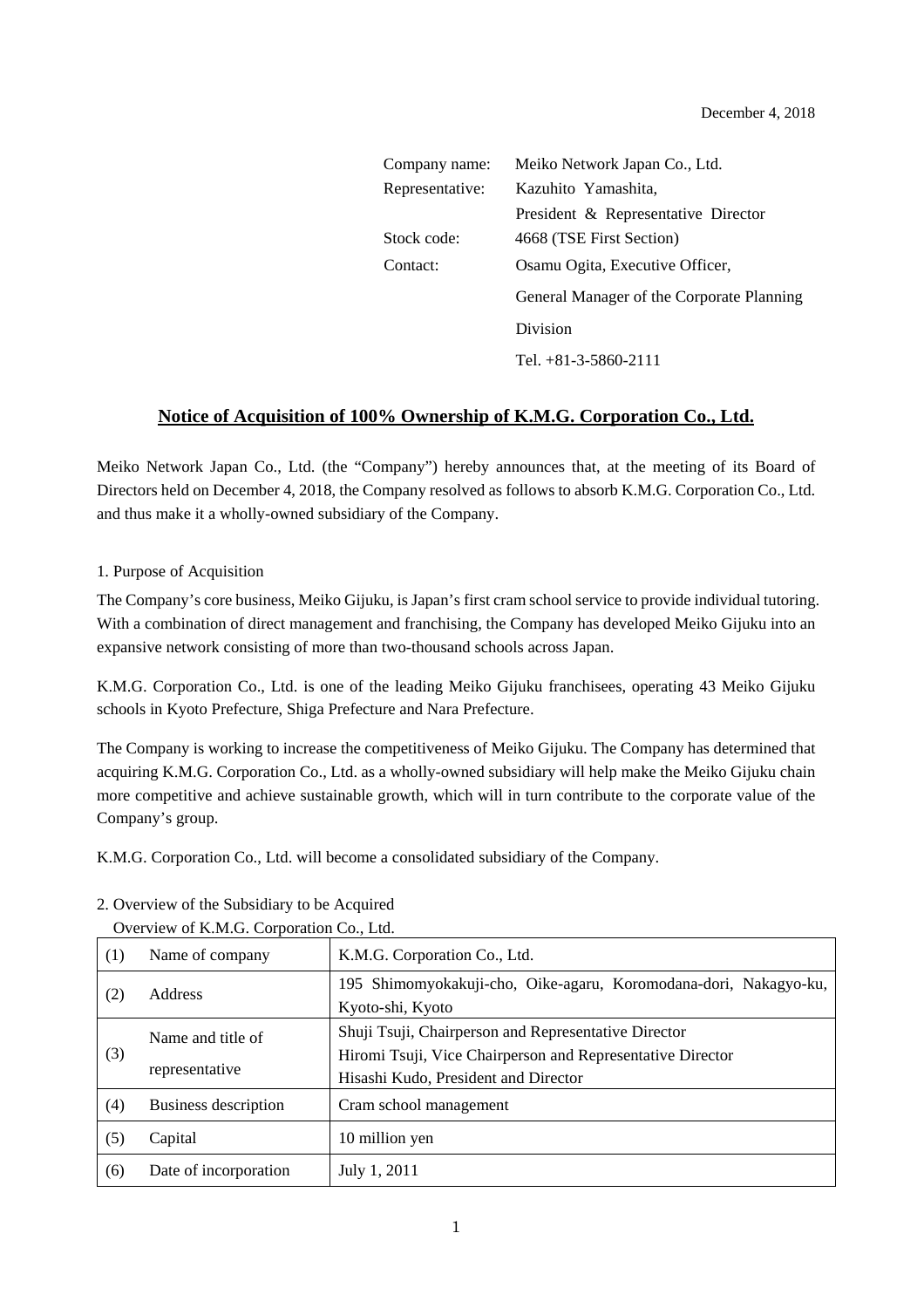December 4, 2018

Company name: Meiko Network Japan Co., Ltd.
Representative: Kazuhito Yamashita, President & Representative Director
Stock code: 4668 (TSE First Section)
Contact: Osamu Ogita, Executive Officer, General Manager of the Corporate Planning Division
Tel. +81-3-5860-2111

# Notice of Acquisition of 100% Ownership of K.M.G. Corporation Co., Ltd.

Meiko Network Japan Co., Ltd. (the "Company") hereby announces that, at the meeting of its Board of Directors held on December 4, 2018, the Company resolved as follows to absorb K.M.G. Corporation Co., Ltd. and thus make it a wholly-owned subsidiary of the Company.

## 1. Purpose of Acquisition

The Company's core business, Meiko Gijuku, is Japan's first cram school service to provide individual tutoring. With a combination of direct management and franchising, the Company has developed Meiko Gijuku into an expansive network consisting of more than two-thousand schools across Japan.

K.M.G. Corporation Co., Ltd. is one of the leading Meiko Gijuku franchisees, operating 43 Meiko Gijuku schools in Kyoto Prefecture, Shiga Prefecture and Nara Prefecture.

The Company is working to increase the competitiveness of Meiko Gijuku. The Company has determined that acquiring K.M.G. Corporation Co., Ltd. as a wholly-owned subsidiary will help make the Meiko Gijuku chain more competitive and achieve sustainable growth, which will in turn contribute to the corporate value of the Company's group.

K.M.G. Corporation Co., Ltd. will become a consolidated subsidiary of the Company.

## 2. Overview of the Subsidiary to be Acquired

Overview of K.M.G. Corporation Co., Ltd.

| | | |
|---|---|---|
| (1) | Name of company | K.M.G. Corporation Co., Ltd. |
| (2) | Address | 195 Shimomyokakuji-cho, Oike-agaru, Koromodana-dori, Nakagyo-ku, Kyoto-shi, Kyoto |
| (3) | Name and title of representative | Shuji Tsuji, Chairperson and Representative Director<br>Hiromi Tsuji, Vice Chairperson and Representative Director<br>Hisashi Kudo, President and Director |
| (4) | Business description | Cram school management |
| (5) | Capital | 10 million yen |
| (6) | Date of incorporation | July 1, 2011 |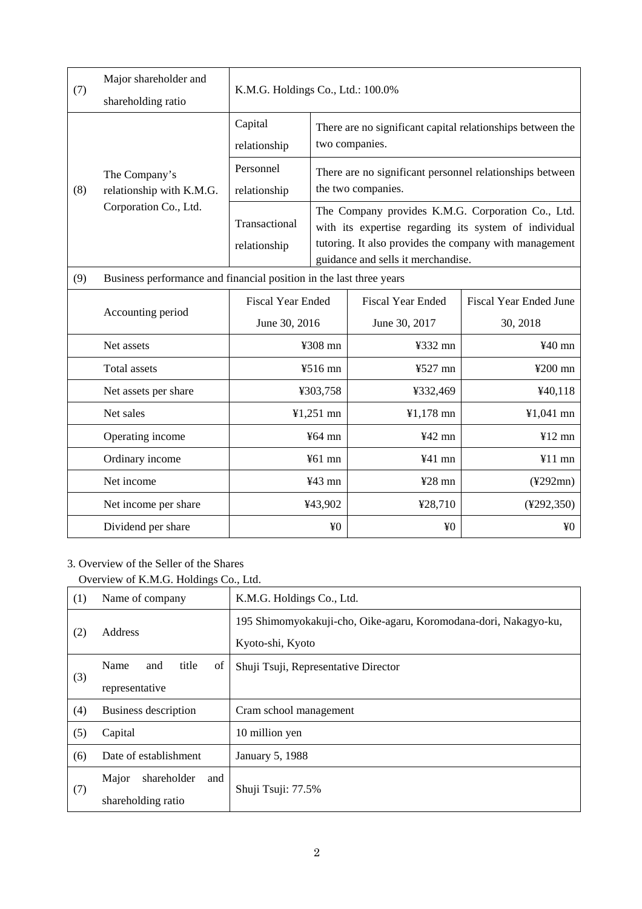| (7) | Major shareholder and shareholding ratio | K.M.G. Holdings Co., Ltd.: 100.0% | | |
|---|---|---|---|---|
| (8) | The Company's relationship with K.M.G. Corporation Co., Ltd. | Capital relationship | There are no significant capital relationships between the two companies. | |
| | | Personnel relationship | There are no significant personnel relationships between the two companies. | |
| | | Transactional relationship | The Company provides K.M.G. Corporation Co., Ltd. with its expertise regarding its system of individual tutoring. It also provides the company with management guidance and sells it merchandise. | |

| (9) | Business performance and financial position in the last three years | | | |
|---|---|---|---|---|
| | Accounting period | Fiscal Year Ended June 30, 2016 | Fiscal Year Ended June 30, 2017 | Fiscal Year Ended June 30, 2018 |
| | Net assets | ¥308 mn | ¥332 mn | ¥40 mn |
| | Total assets | ¥516 mn | ¥527 mn | ¥200 mn |
| | Net assets per share | ¥303,758 | ¥332,469 | ¥40,118 |
| | Net sales | ¥1,251 mn | ¥1,178 mn | ¥1,041 mn |
| | Operating income | ¥64 mn | ¥42 mn | ¥12 mn |
| | Ordinary income | ¥61 mn | ¥41 mn | ¥11 mn |
| | Net income | ¥43 mn | ¥28 mn | (¥292mn) |
| | Net income per share | ¥43,902 | ¥28,710 | (¥292,350) |
| | Dividend per share | ¥0 | ¥0 | ¥0 |

3. Overview of the Seller of the Shares

Overview of K.M.G. Holdings Co., Ltd.

| (1) | Name of company | K.M.G. Holdings Co., Ltd. |
|---|---|---|
| (2) | Address | 195 Shimomyokakuji-cho, Oike-agaru, Koromodana-dori, Nakagyo-ku, Kyoto-shi, Kyoto |
| (3) | Name and title of representative | Shuji Tsuji, Representative Director |
| (4) | Business description | Cram school management |
| (5) | Capital | 10 million yen |
| (6) | Date of establishment | January 5, 1988 |
| (7) | Major shareholder and shareholding ratio | Shuji Tsuji: 77.5% |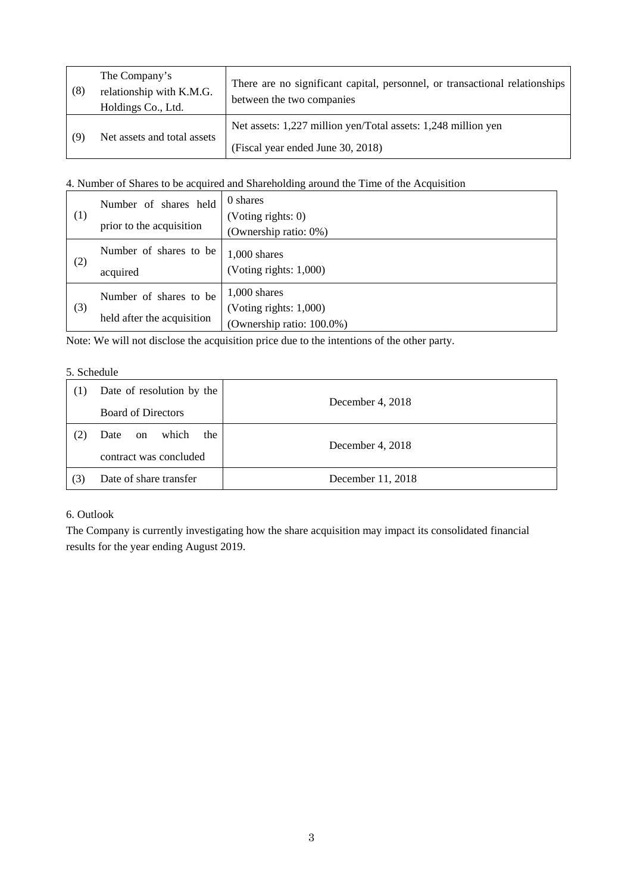| | | |
|---|---|---|
| (8) | The Company's relationship with K.M.G. Holdings Co., Ltd. | There are no significant capital, personnel, or transactional relationships between the two companies |
| (9) | Net assets and total assets | Net assets: 1,227 million yen/Total assets: 1,248 million yen<br>(Fiscal year ended June 30, 2018) |

4. Number of Shares to be acquired and Shareholding around the Time of the Acquisition

| | | |
|---|---|---|
| (1) | Number of shares held prior to the acquisition | 0 shares<br>(Voting rights: 0)<br>(Ownership ratio: 0%) |
| (2) | Number of shares to be acquired | 1,000 shares<br>(Voting rights: 1,000) |
| (3) | Number of shares to be held after the acquisition | 1,000 shares<br>(Voting rights: 1,000)<br>(Ownership ratio: 100.0%) |

Note: We will not disclose the acquisition price due to the intentions of the other party.

5. Schedule

| | | |
|---|---|---|
| (1) | Date of resolution by the Board of Directors | December 4, 2018 |
| (2) | Date on which the contract was concluded | December 4, 2018 |
| (3) | Date of share transfer | December 11, 2018 |

6. Outlook

The Company is currently investigating how the share acquisition may impact its consolidated financial results for the year ending August 2019.